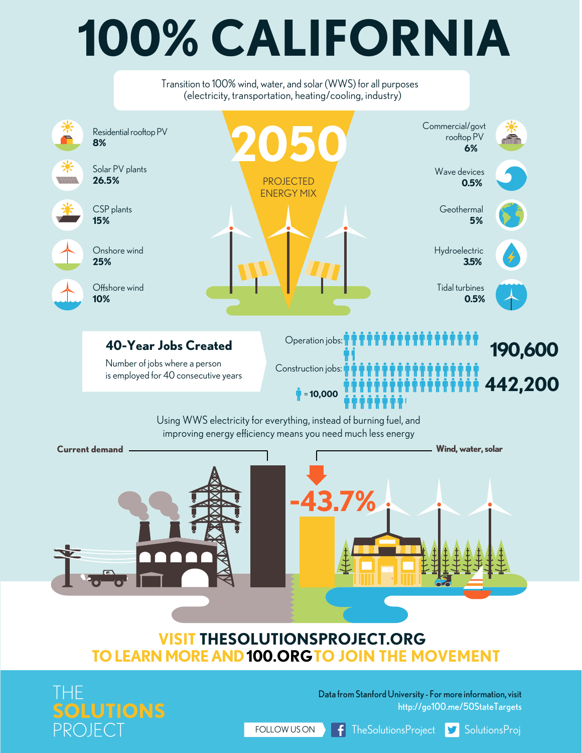# 100% CALIFORNIA

Transition to 100% wind, water, and solar (WWS) for all purposes (electricity, transportation, heating/cooling, industry)

## 2050

PROJECTED ENERGY MIX

- Residential rooftop PV **8%**
- Solar PV plants **26.5%**
- CSP plants **15%**
- Onshore wind **25%**
- Offshore wind **10%**
- Commercial/govt rooftop PV **6%**
- Wave devices **0.5%**
- Geothermal **5%**
- Hydroelectric **3.5%**
- Tidal turbines **0.5%**

## 40-Year Jobs Created

Number of jobs where a person is employed for 40 consecutive years

Operation jobs: **190,600**

Construction jobs: **442,200**

= 10,000

Using WWS electricity for everything, instead of burning fuel, and improving energy efficiency means you need much less energy

**Current demand**

**Wind, water, solar**

**-43.7%**

**VISIT THESOLUTIONSPROJECT.ORG TO LEARN MORE AND 100.ORG TO JOIN THE MOVEMENT**

THE **SOLUTIONS** PROJECT

Data from Stanford University - For more information, visit http://go100.me/50StateTargets

FOLLOW US ON TheSolutionsProject SolutionsProj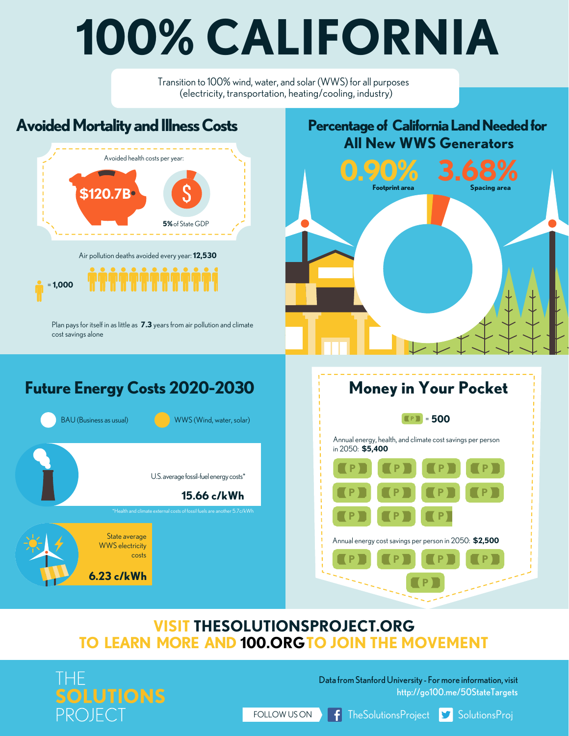# 100% CALIFORNIA

Transition to 100% wind, water, and solar (WWS) for all purposes (electricity, transportation, heating/cooling, industry)

## Avoided Mortality and Illness Costs

Avoided health costs per year:

$120.7B

5% of State GDP

Air pollution deaths avoided every year: **12,530**

= 1,000

Plan pays for itself in as little as **7.3** years from air pollution and climate cost savings alone

## Percentage of California Land Needed for All New WWS Generators

**0.90%**
Footprint area

**3.68%**
Spacing area

## Future Energy Costs 2020-2030

BAU (Business as usual)

WWS (Wind, water, solar)

U.S. average fossil-fuel energy costs*

**15.66 c/kWh**

*Health and climate external costs of fossil fuels are another 5.7c/kWh

State average WWS electricity costs

**6.23 c/kWh**

## Money in Your Pocket

= **500**

Annual energy, health, and climate cost savings per person in 2050: **$5,400**

Annual energy cost savings per person in 2050: **$2,500**

**VISIT THESOLUTIONSPROJECT.ORG TO LEARN MORE AND 100.ORG TO JOIN THE MOVEMENT**

THE SOLUTIONS PROJECT

Data from Stanford University - For more information, visit http://go100.me/50StateTargets

FOLLOW US ON TheSolutionsProject SolutionsProj